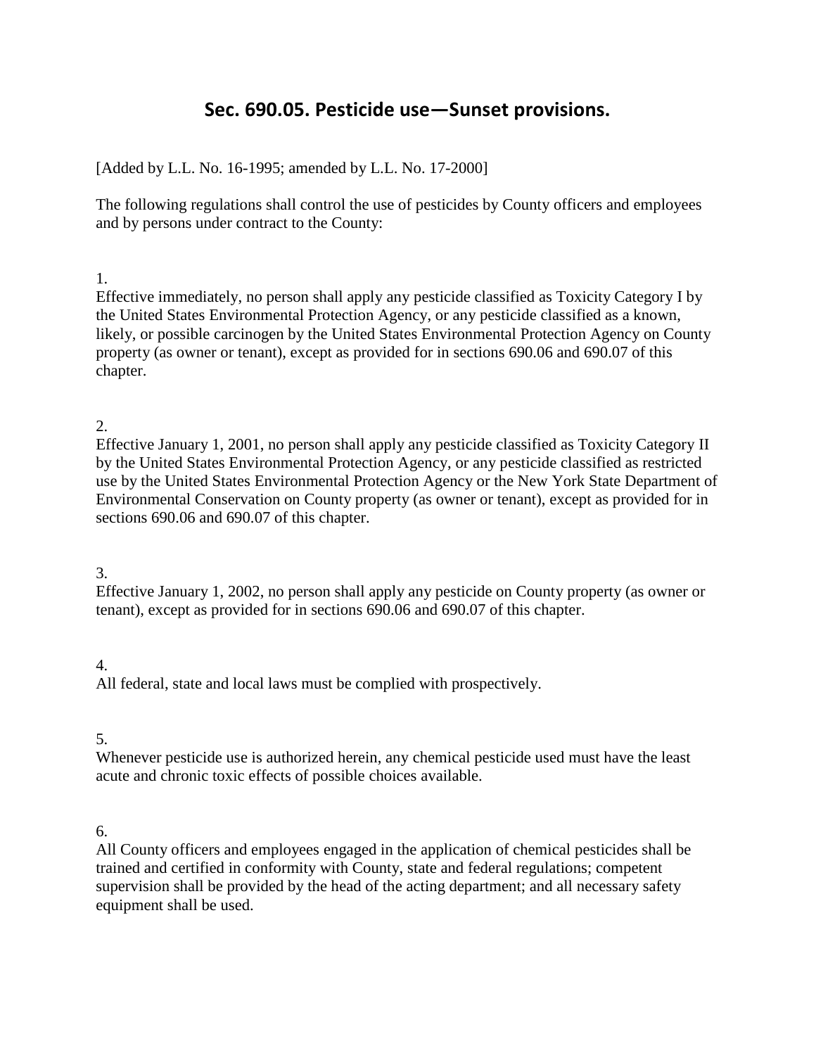# Sec. 690.05. Pesticide use—Sunset provisions.

[Added by L.L. No. 16-1995; amended by L.L. No. 17-2000]

The following regulations shall control the use of pesticides by County officers and employees and by persons under contract to the County:

1.
Effective immediately, no person shall apply any pesticide classified as Toxicity Category I by the United States Environmental Protection Agency, or any pesticide classified as a known, likely, or possible carcinogen by the United States Environmental Protection Agency on County property (as owner or tenant), except as provided for in sections 690.06 and 690.07 of this chapter.

2.
Effective January 1, 2001, no person shall apply any pesticide classified as Toxicity Category II by the United States Environmental Protection Agency, or any pesticide classified as restricted use by the United States Environmental Protection Agency or the New York State Department of Environmental Conservation on County property (as owner or tenant), except as provided for in sections 690.06 and 690.07 of this chapter.

3.
Effective January 1, 2002, no person shall apply any pesticide on County property (as owner or tenant), except as provided for in sections 690.06 and 690.07 of this chapter.

4.
All federal, state and local laws must be complied with prospectively.

5.
Whenever pesticide use is authorized herein, any chemical pesticide used must have the least acute and chronic toxic effects of possible choices available.

6.
All County officers and employees engaged in the application of chemical pesticides shall be trained and certified in conformity with County, state and federal regulations; competent supervision shall be provided by the head of the acting department; and all necessary safety equipment shall be used.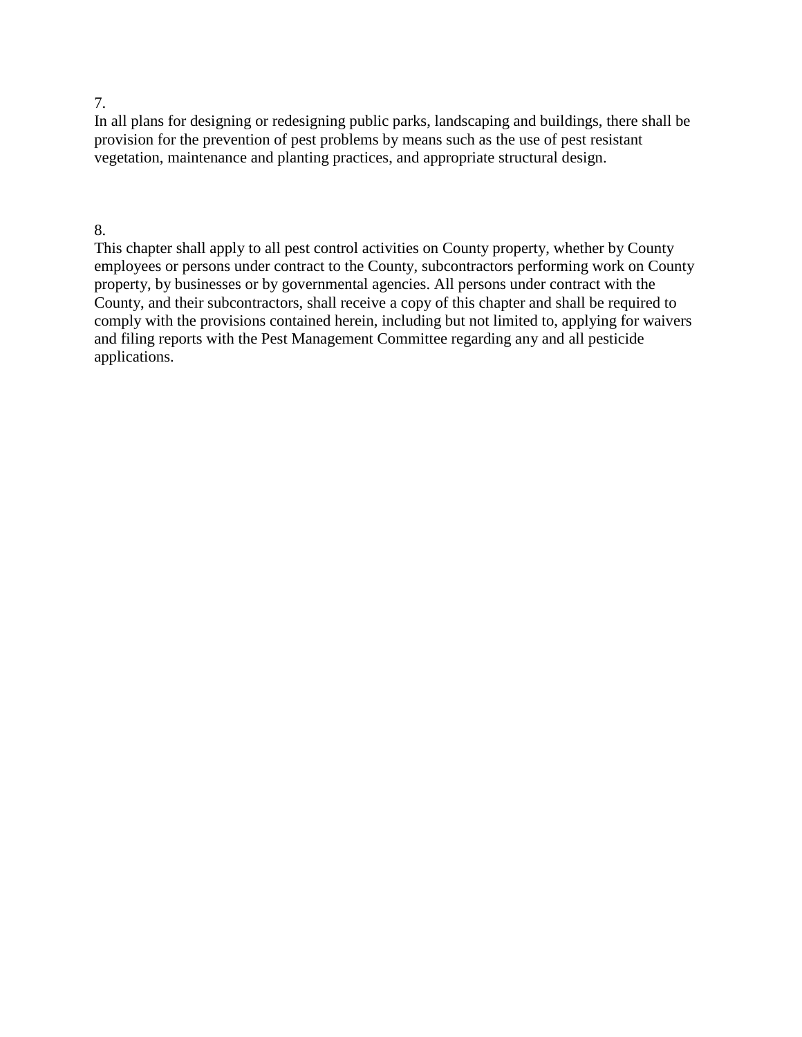7.
In all plans for designing or redesigning public parks, landscaping and buildings, there shall be provision for the prevention of pest problems by means such as the use of pest resistant vegetation, maintenance and planting practices, and appropriate structural design.

8.
This chapter shall apply to all pest control activities on County property, whether by County employees or persons under contract to the County, subcontractors performing work on County property, by businesses or by governmental agencies. All persons under contract with the County, and their subcontractors, shall receive a copy of this chapter and shall be required to comply with the provisions contained herein, including but not limited to, applying for waivers and filing reports with the Pest Management Committee regarding any and all pesticide applications.